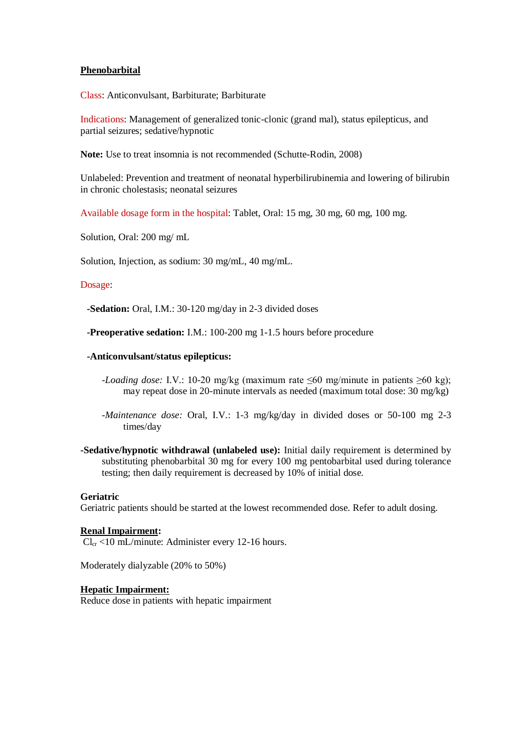# Phenobarbital

Class: Anticonvulsant, Barbiturate; Barbiturate

Indications: Management of generalized tonic-clonic (grand mal), status epilepticus, and partial seizures; sedative/hypnotic

**Note:** Use to treat insomnia is not recommended (Schutte-Rodin, 2008)

Unlabeled: Prevention and treatment of neonatal hyperbilirubinemia and lowering of bilirubin in chronic cholestasis; neonatal seizures

Available dosage form in the hospital: Tablet, Oral: 15 mg, 30 mg, 60 mg, 100 mg.

Solution, Oral: 200 mg/ mL

Solution, Injection, as sodium: 30 mg/mL, 40 mg/mL.

Dosage:

- **Sedation:** Oral, I.M.: 30-120 mg/day in 2-3 divided doses
- **Preoperative sedation:** I.M.: 100-200 mg 1-1.5 hours before procedure
- **Anticonvulsant/status epilepticus:**
  - *Loading dose:* I.V.: 10-20 mg/kg (maximum rate ≤60 mg/minute in patients ≥60 kg); may repeat dose in 20-minute intervals as needed (maximum total dose: 30 mg/kg)
  - *Maintenance dose:* Oral, I.V.: 1-3 mg/kg/day in divided doses or 50-100 mg 2-3 times/day

- **Sedative/hypnotic withdrawal (unlabeled use):** Initial daily requirement is determined by substituting phenobarbital 30 mg for every 100 mg pentobarbital used during tolerance testing; then daily requirement is decreased by 10% of initial dose.

**Geriatric**

Geriatric patients should be started at the lowest recommended dose. Refer to adult dosing.

**Renal Impairment:**

$Cl_{cr}$ <10 mL/minute: Administer every 12-16 hours.

Moderately dialyzable (20% to 50%)

**Hepatic Impairment:**

Reduce dose in patients with hepatic impairment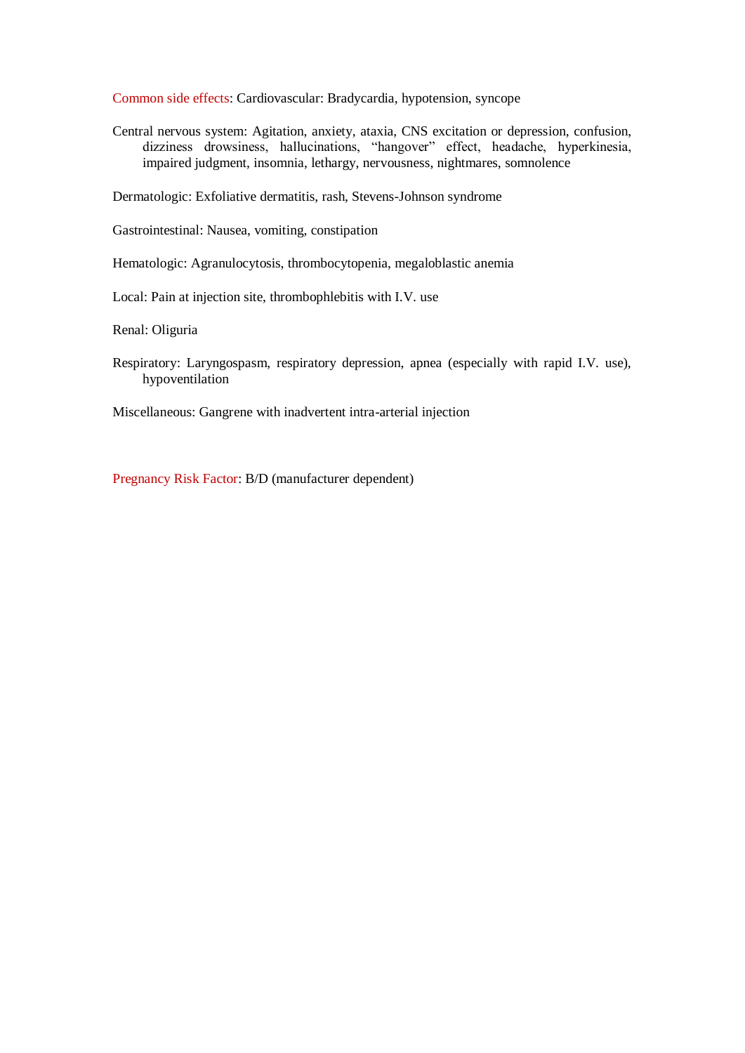**Common side effects**: Cardiovascular: Bradycardia, hypotension, syncope

Central nervous system: Agitation, anxiety, ataxia, CNS excitation or depression, confusion, dizziness drowsiness, hallucinations, "hangover" effect, headache, hyperkinesia, impaired judgment, insomnia, lethargy, nervousness, nightmares, somnolence

Dermatologic: Exfoliative dermatitis, rash, Stevens-Johnson syndrome

Gastrointestinal: Nausea, vomiting, constipation

Hematologic: Agranulocytosis, thrombocytopenia, megaloblastic anemia

Local: Pain at injection site, thrombophlebitis with I.V. use

Renal: Oliguria

Respiratory: Laryngospasm, respiratory depression, apnea (especially with rapid I.V. use), hypoventilation

Miscellaneous: Gangrene with inadvertent intra-arterial injection

**Pregnancy Risk Factor**: B/D (manufacturer dependent)